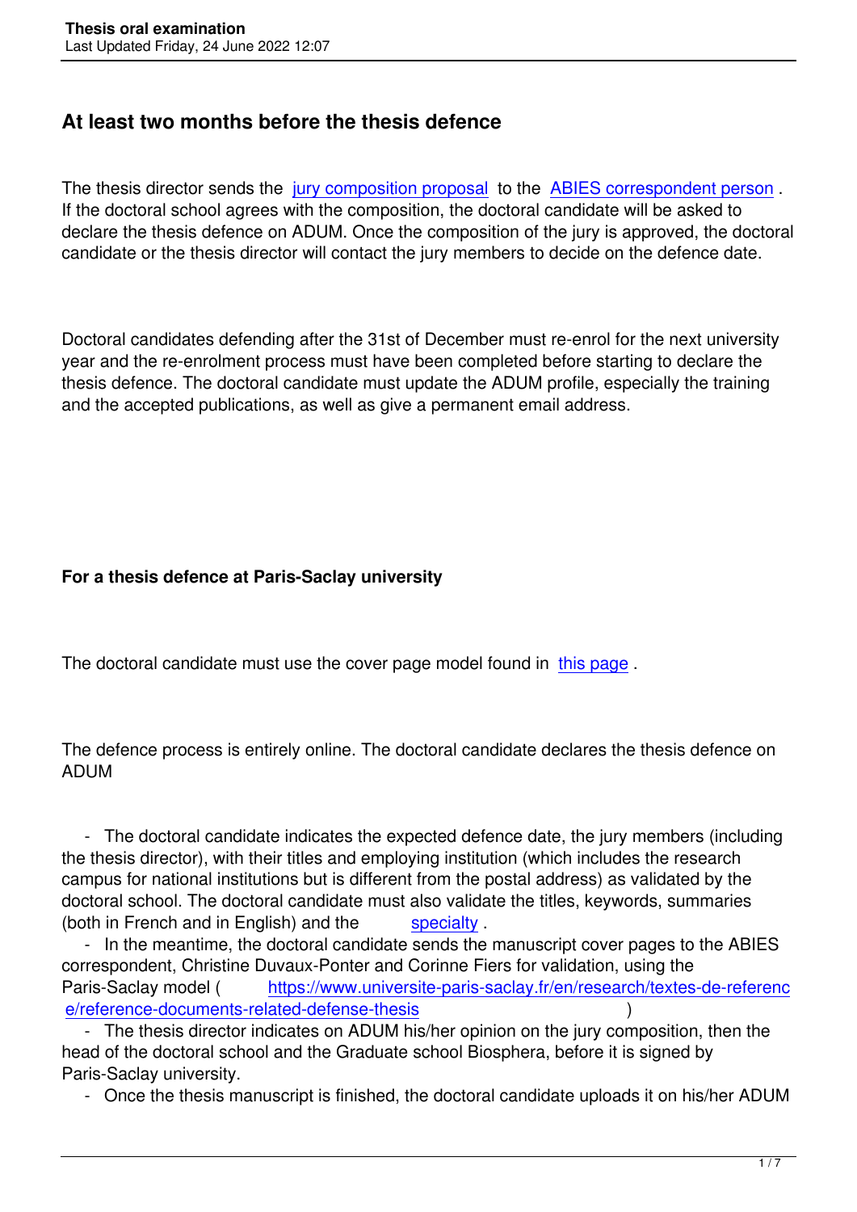## At least two months before the thesis defence

The thesis director sends the jury composition proposal to the ABIES correspondent person. If the doctoral school agrees with the composition, the doctoral candidate will be asked to declare the thesis defence on ADUM. Once the composition of the jury is approved, the doctoral candidate or the thesis director will contact the jury members to decide on the defence date.

Doctoral candidates defending after the 31st of December must re-enrol for the next university year and the re-enrolment process must have been completed before starting to declare the thesis defence. The doctoral candidate must update the ADUM profile, especially the training and the accepted publications, as well as give a permanent email address.

**For a thesis defence at Paris-Saclay university**

The doctoral candidate must use the cover page model found in this page.

The defence process is entirely online. The doctoral candidate declares the thesis defence on ADUM

- The doctoral candidate indicates the expected defence date, the jury members (including the thesis director), with their titles and employing institution (which includes the research campus for national institutions but is different from the postal address) as validated by the doctoral school. The doctoral candidate must also validate the titles, keywords, summaries (both in French and in English) and the specialty.
- In the meantime, the doctoral candidate sends the manuscript cover pages to the ABIES correspondent, Christine Duvaux-Ponter and Corinne Fiers for validation, using the Paris-Saclay model ( https://www.universite-paris-saclay.fr/en/research/textes-de-reference/reference-documents-related-defense-thesis )
- The thesis director indicates on ADUM his/her opinion on the jury composition, then the head of the doctoral school and the Graduate school Biosphera, before it is signed by Paris-Saclay university.
- Once the thesis manuscript is finished, the doctoral candidate uploads it on his/her ADUM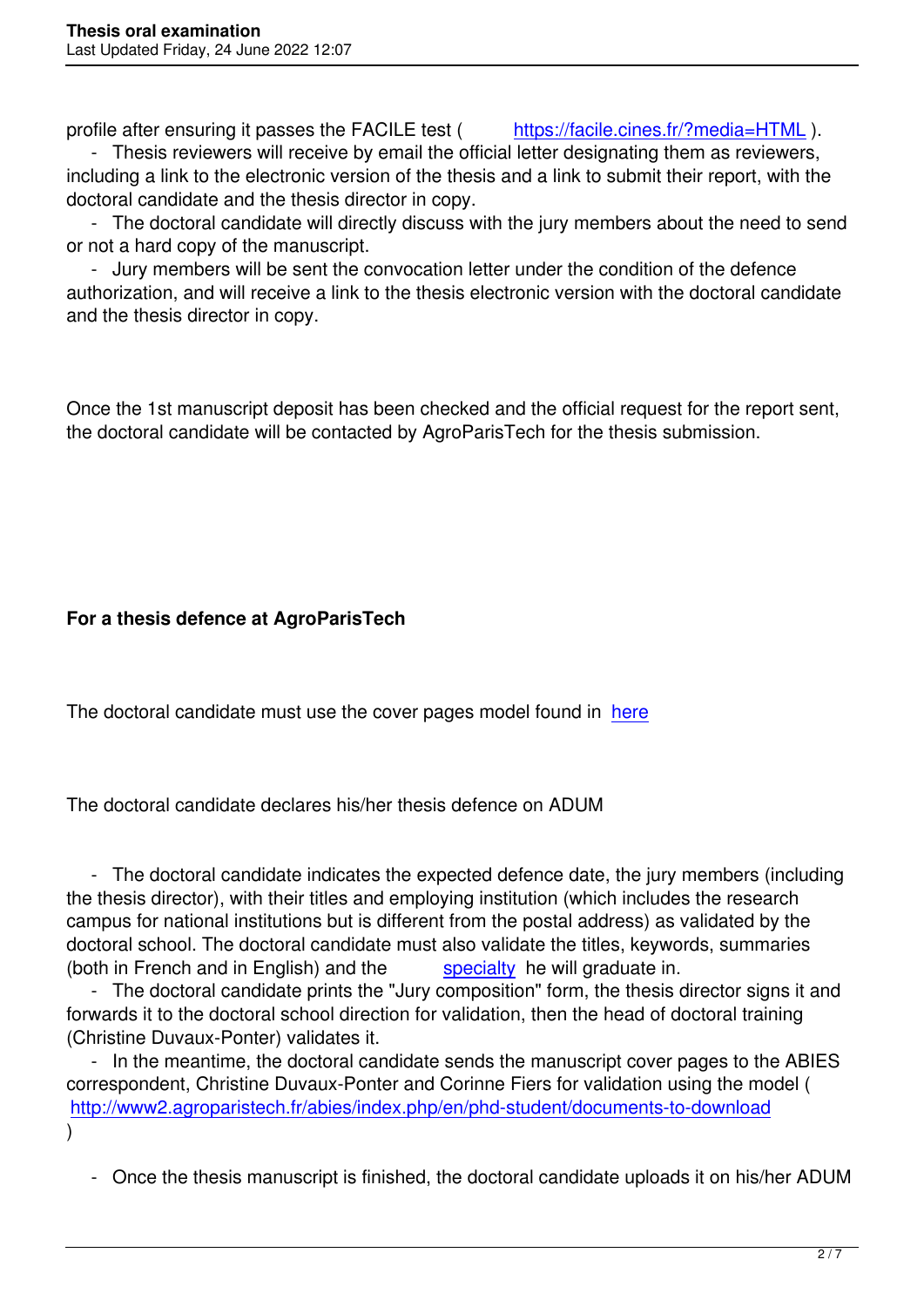profile after ensuring it passes the FACILE test ( https://facile.cines.fr/?media=HTML ).

- Thesis reviewers will receive by email the official letter designating them as reviewers, including a link to the electronic version of the thesis and a link to submit their report, with the doctoral candidate and the thesis director in copy.
- The doctoral candidate will directly discuss with the jury members about the need to send or not a hard copy of the manuscript.
- Jury members will be sent the convocation letter under the condition of the defence authorization, and will receive a link to the thesis electronic version with the doctoral candidate and the thesis director in copy.

Once the 1st manuscript deposit has been checked and the official request for the report sent, the doctoral candidate will be contacted by AgroParisTech for the thesis submission.

**For a thesis defence at AgroParisTech**

The doctoral candidate must use the cover pages model found in here

The doctoral candidate declares his/her thesis defence on ADUM

- The doctoral candidate indicates the expected defence date, the jury members (including the thesis director), with their titles and employing institution (which includes the research campus for national institutions but is different from the postal address) as validated by the doctoral school. The doctoral candidate must also validate the titles, keywords, summaries (both in French and in English) and the specialty he will graduate in.
- The doctoral candidate prints the "Jury composition" form, the thesis director signs it and forwards it to the doctoral school direction for validation, then the head of doctoral training (Christine Duvaux-Ponter) validates it.
- In the meantime, the doctoral candidate sends the manuscript cover pages to the ABIES correspondent, Christine Duvaux-Ponter and Corinne Fiers for validation using the model ( http://www2.agroparistech.fr/abies/index.php/en/phd-student/documents-to-download )
- Once the thesis manuscript is finished, the doctoral candidate uploads it on his/her ADUM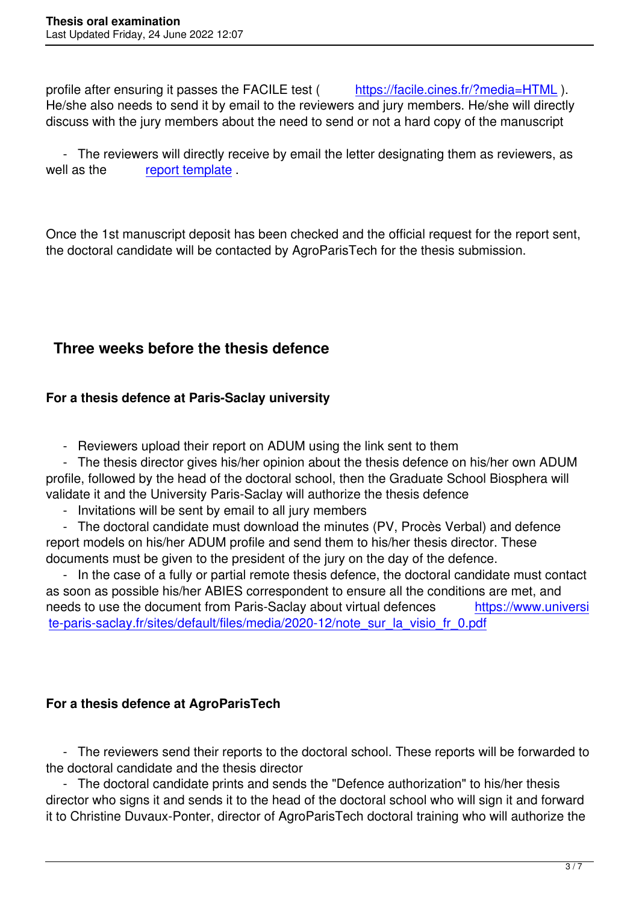profile after ensuring it passes the FACILE test ( https://facile.cines.fr/?media=HTML ). He/she also needs to send it by email to the reviewers and jury members. He/she will directly discuss with the jury members about the need to send or not a hard copy of the manuscript

- The reviewers will directly receive by email the letter designating them as reviewers, as well as the report template .

Once the 1st manuscript deposit has been checked and the official request for the report sent, the doctoral candidate will be contacted by AgroParisTech for the thesis submission.

## Three weeks before the thesis defence

### For a thesis defence at Paris-Saclay university

- Reviewers upload their report on ADUM using the link sent to them
- The thesis director gives his/her opinion about the thesis defence on his/her own ADUM profile, followed by the head of the doctoral school, then the Graduate School Biosphera will validate it and the University Paris-Saclay will authorize the thesis defence
- Invitations will be sent by email to all jury members
- The doctoral candidate must download the minutes (PV, Procès Verbal) and defence report models on his/her ADUM profile and send them to his/her thesis director. These documents must be given to the president of the jury on the day of the defence.
- In the case of a fully or partial remote thesis defence, the doctoral candidate must contact as soon as possible his/her ABIES correspondent to ensure all the conditions are met, and needs to use the document from Paris-Saclay about virtual defences https://www.universite-paris-saclay.fr/sites/default/files/media/2020-12/note_sur_la_visio_fr_0.pdf

### For a thesis defence at AgroParisTech

- The reviewers send their reports to the doctoral school. These reports will be forwarded to the doctoral candidate and the thesis director
- The doctoral candidate prints and sends the "Defence authorization" to his/her thesis director who signs it and sends it to the head of the doctoral school who will sign it and forward it to Christine Duvaux-Ponter, director of AgroParisTech doctoral training who will authorize the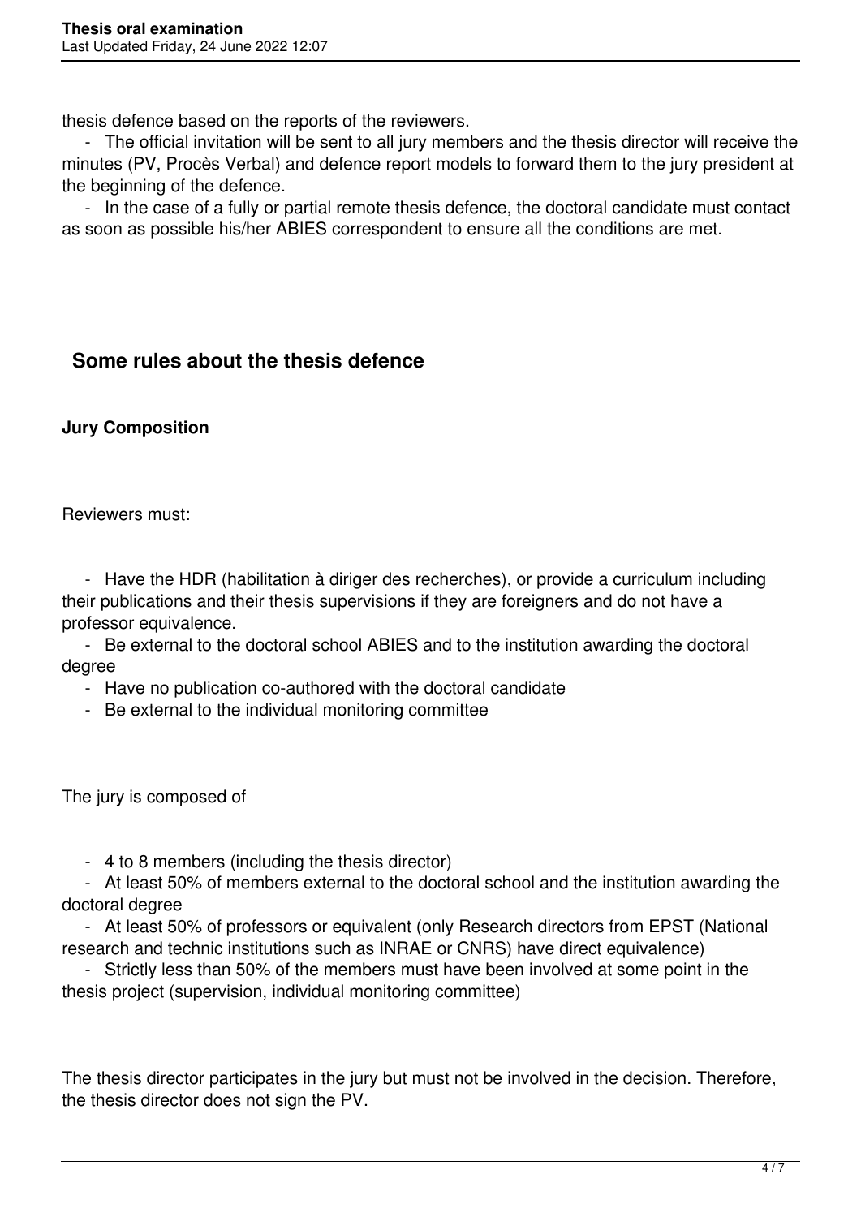thesis defence based on the reports of the reviewers.

- The official invitation will be sent to all jury members and the thesis director will receive the minutes (PV, Procès Verbal) and defence report models to forward them to the jury president at the beginning of the defence.
- In the case of a fully or partial remote thesis defence, the doctoral candidate must contact as soon as possible his/her ABIES correspondent to ensure all the conditions are met.

## Some rules about the thesis defence

**Jury Composition**

Reviewers must:

- Have the HDR (habilitation à diriger des recherches), or provide a curriculum including their publications and their thesis supervisions if they are foreigners and do not have a professor equivalence.
- Be external to the doctoral school ABIES and to the institution awarding the doctoral degree
- Have no publication co-authored with the doctoral candidate
- Be external to the individual monitoring committee

The jury is composed of

- 4 to 8 members (including the thesis director)
- At least 50% of members external to the doctoral school and the institution awarding the doctoral degree
- At least 50% of professors or equivalent (only Research directors from EPST (National research and technic institutions such as INRAE or CNRS) have direct equivalence)
- Strictly less than 50% of the members must have been involved at some point in the thesis project (supervision, individual monitoring committee)

The thesis director participates in the jury but must not be involved in the decision. Therefore, the thesis director does not sign the PV.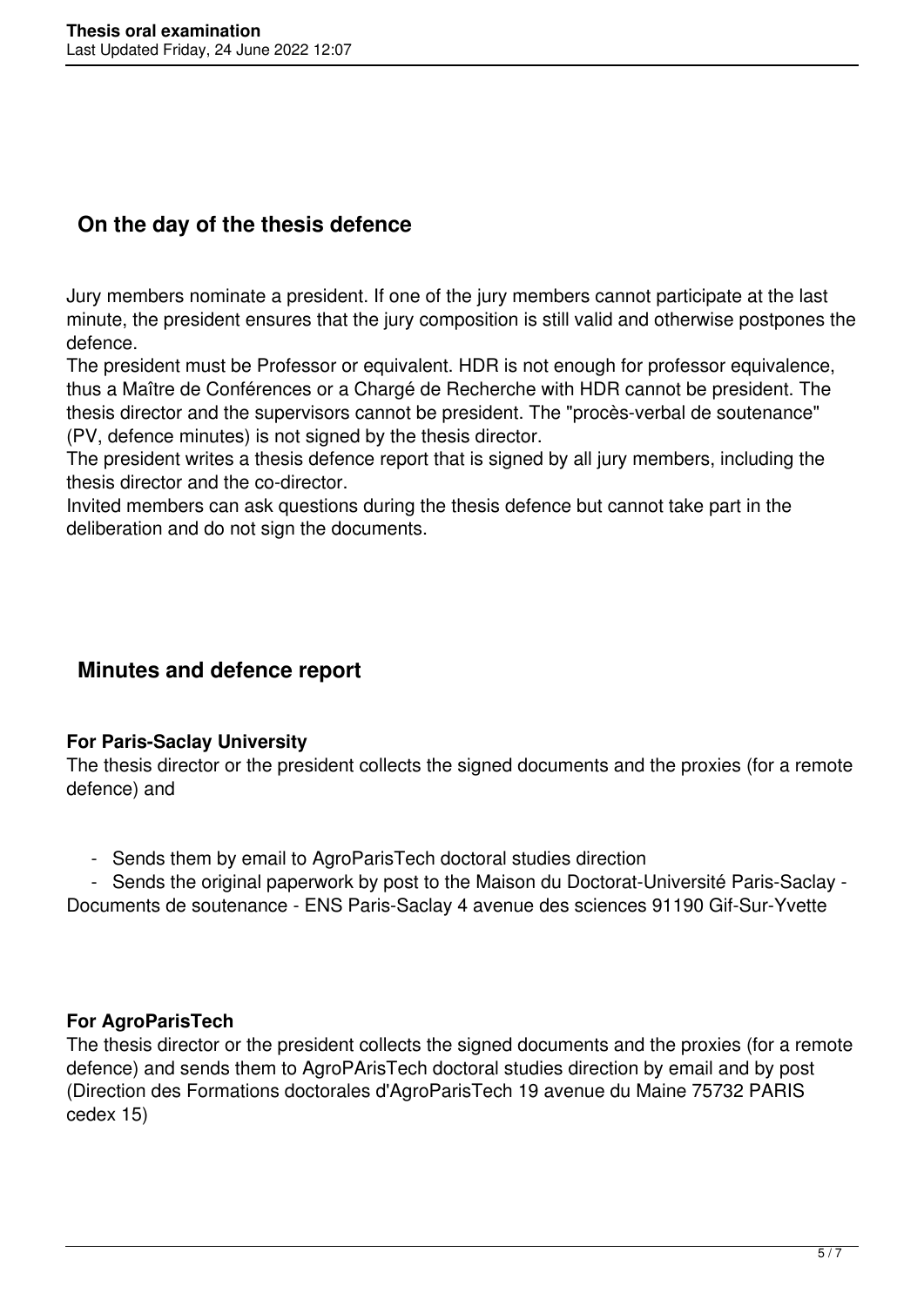## On the day of the thesis defence

Jury members nominate a president. If one of the jury members cannot participate at the last minute, the president ensures that the jury composition is still valid and otherwise postpones the defence.
The president must be Professor or equivalent. HDR is not enough for professor equivalence, thus a Maître de Conférences or a Chargé de Recherche with HDR cannot be president. The thesis director and the supervisors cannot be president. The "procès-verbal de soutenance" (PV, defence minutes) is not signed by the thesis director.
The president writes a thesis defence report that is signed by all jury members, including the thesis director and the co-director.
Invited members can ask questions during the thesis defence but cannot take part in the deliberation and do not sign the documents.

## Minutes and defence report

**For Paris-Saclay University**
The thesis director or the president collects the signed documents and the proxies (for a remote defence) and

- Sends them by email to AgroParisTech doctoral studies direction
- Sends the original paperwork by post to the Maison du Doctorat-Université Paris-Saclay - Documents de soutenance - ENS Paris-Saclay 4 avenue des sciences 91190 Gif-Sur-Yvette

**For AgroParisTech**
The thesis director or the president collects the signed documents and the proxies (for a remote defence) and sends them to AgroPArisTech doctoral studies direction by email and by post (Direction des Formations doctorales d'AgroParisTech 19 avenue du Maine 75732 PARIS cedex 15)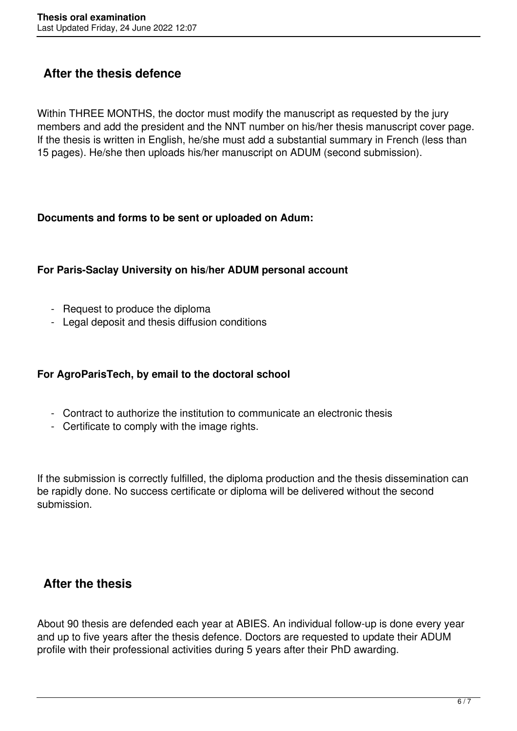## After the thesis defence

Within THREE MONTHS, the doctor must modify the manuscript as requested by the jury members and add the president and the NNT number on his/her thesis manuscript cover page. If the thesis is written in English, he/she must add a substantial summary in French (less than 15 pages). He/she then uploads his/her manuscript on ADUM (second submission).

**Documents and forms to be sent or uploaded on Adum:**

**For Paris-Saclay University on his/her ADUM personal account**

- Request to produce the diploma
- Legal deposit and thesis diffusion conditions

**For AgroParisTech, by email to the doctoral school**

- Contract to authorize the institution to communicate an electronic thesis
- Certificate to comply with the image rights.

If the submission is correctly fulfilled, the diploma production and the thesis dissemination can be rapidly done. No success certificate or diploma will be delivered without the second submission.

## After the thesis

About 90 thesis are defended each year at ABIES. An individual follow-up is done every year and up to five years after the thesis defence. Doctors are requested to update their ADUM profile with their professional activities during 5 years after their PhD awarding.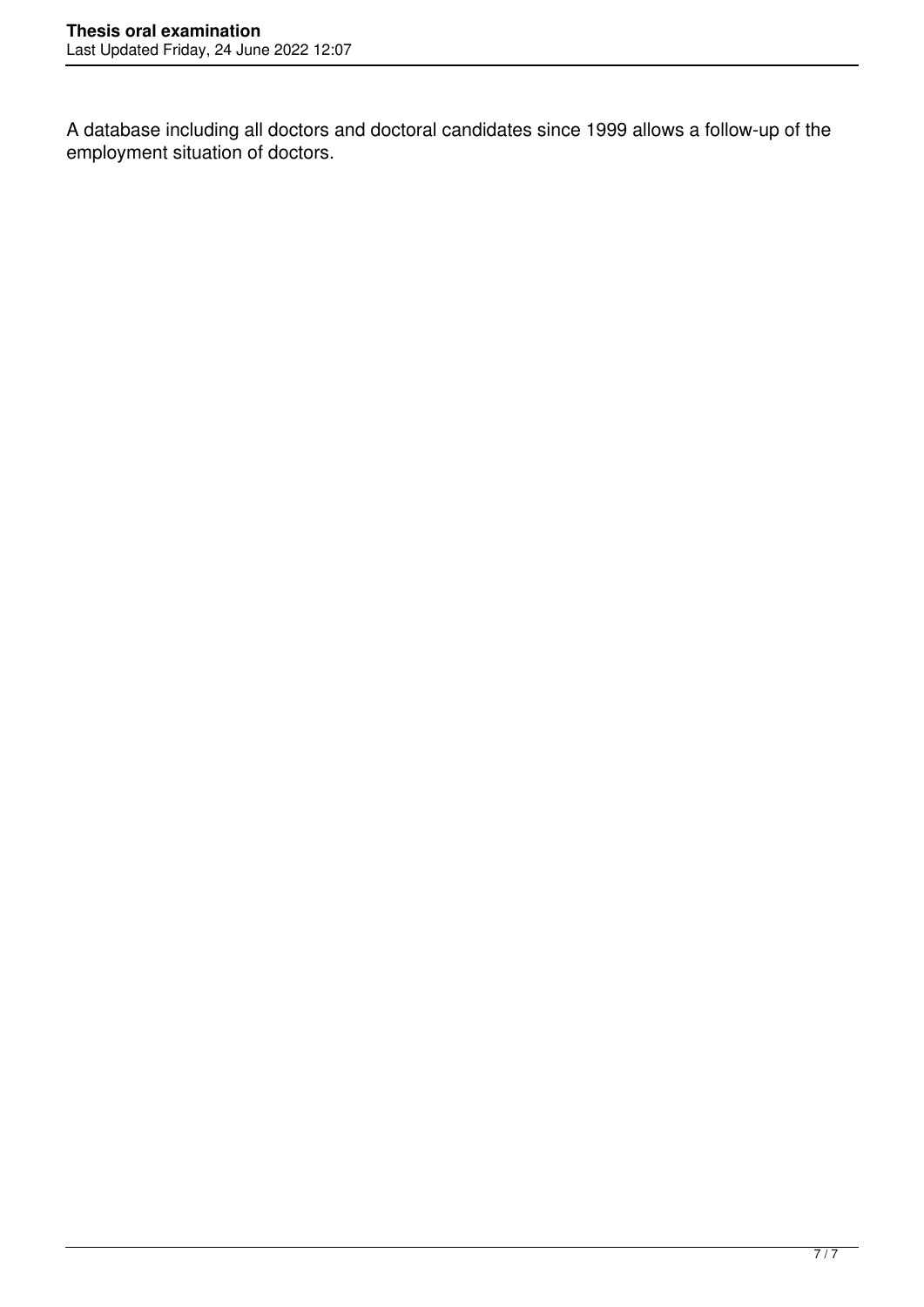A database including all doctors and doctoral candidates since 1999 allows a follow-up of the employment situation of doctors.